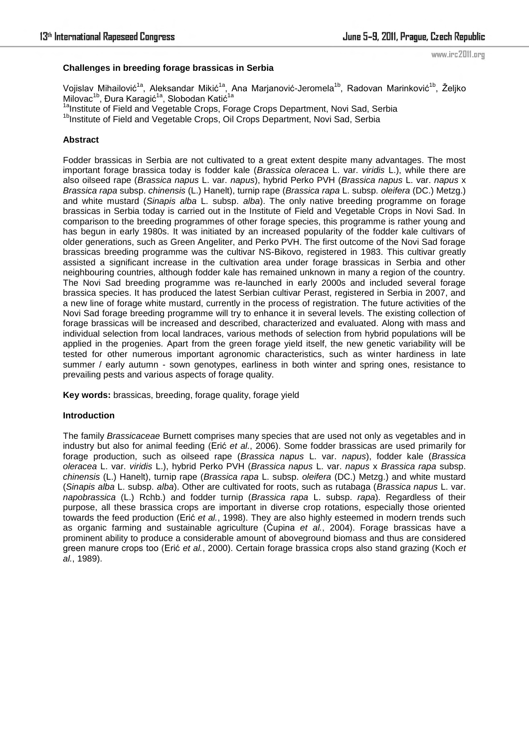### Challenges in breeding forage brassicas in Serbia

Vojislav Mihailović[1a], Aleksandar Mikić[1a], Ana Marjanović-Jeromela[1b], Radovan Marinković[1b], Željko Milovac[1b], Đura Karagić[1a], Slobodan Katić[1a]

[1a]Institute of Field and Vegetable Crops, Forage Crops Department, Novi Sad, Serbia

[1b]Institute of Field and Vegetable Crops, Oil Crops Department, Novi Sad, Serbia

#### Abstract

Fodder brassicas in Serbia are not cultivated to a great extent despite many advantages. The most important forage brassica today is fodder kale (*Brassica oleracea* L. var. *viridis* L.), while there are also oilseed rape (*Brassica napus* L. var. *napus*), hybrid Perko PVH (*Brassica napus* L. var. *napus* x *Brassica rapa* subsp. *chinensis* (L.) Hanelt), turnip rape (*Brassica rapa* L. subsp. *oleifera* (DC.) Metzg.) and white mustard (*Sinapis alba* L. subsp. *alba*). The only native breeding programme on forage brassicas in Serbia today is carried out in the Institute of Field and Vegetable Crops in Novi Sad. In comparison to the breeding programmes of other forage species, this programme is rather young and has begun in early 1980s. It was initiated by an increased popularity of the fodder kale cultivars of older generations, such as Green Angeliter, and Perko PVH. The first outcome of the Novi Sad forage brassicas breeding programme was the cultivar NS-Bikovo, registered in 1983. This cultivar greatly assisted a significant increase in the cultivation area under forage brassicas in Serbia and other neighbouring countries, although fodder kale has remained unknown in many a region of the country. The Novi Sad breeding programme was re-launched in early 2000s and included several forage brassica species. It has produced the latest Serbian cultivar Perast, registered in Serbia in 2007, and a new line of forage white mustard, currently in the process of registration. The future activities of the Novi Sad forage breeding programme will try to enhance it in several levels. The existing collection of forage brassicas will be increased and described, characterized and evaluated. Along with mass and individual selection from local landraces, various methods of selection from hybrid populations will be applied in the progenies. Apart from the green forage yield itself, the new genetic variability will be tested for other numerous important agronomic characteristics, such as winter hardiness in late summer / early autumn - sown genotypes, earliness in both winter and spring ones, resistance to prevailing pests and various aspects of forage quality.

**Key words:** brassicas, breeding, forage quality, forage yield

#### Introduction

The family *Brassicaceae* Burnett comprises many species that are used not only as vegetables and in industry but also for animal feeding (Erić *et al.*, 2006). Some fodder brassicas are used primarily for forage production, such as oilseed rape (*Brassica napus* L. var. *napus*), fodder kale (*Brassica oleracea* L. var. *viridis* L.), hybrid Perko PVH (*Brassica napus* L. var. *napus* x *Brassica rapa* subsp. *chinensis* (L.) Hanelt), turnip rape (*Brassica rapa* L. subsp. *oleifera* (DC.) Metzg.) and white mustard (*Sinapis alba* L. subsp. *alba*). Other are cultivated for roots, such as rutabaga (*Brassica napus* L. var. *napobrassica* (L.) Rchb.) and fodder turnip (*Brassica rapa* L. subsp. *rapa*). Regardless of their purpose, all these brassica crops are important in diverse crop rotations, especially those oriented towards the feed production (Erić *et al.*, 1998). They are also highly esteemed in modern trends such as organic farming and sustainable agriculture (Ćupina *et al.*, 2004). Forage brassicas have a prominent ability to produce a considerable amount of aboveground biomass and thus are considered green manure crops too (Erić *et al.*, 2000). Certain forage brassica crops also stand grazing (Koch *et al.*, 1989).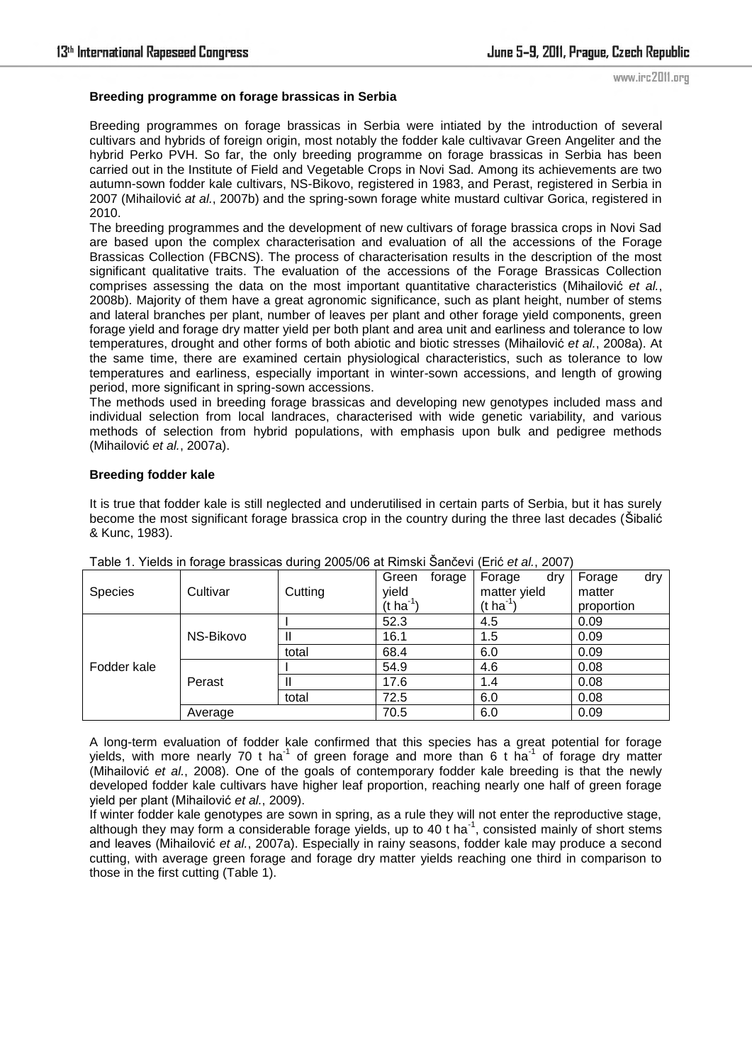### Breeding programme on forage brassicas in Serbia

Breeding programmes on forage brassicas in Serbia were intiated by the introduction of several cultivars and hybrids of foreign origin, most notably the fodder kale cultivavar Green Angeliter and the hybrid Perko PVH. So far, the only breeding programme on forage brassicas in Serbia has been carried out in the Institute of Field and Vegetable Crops in Novi Sad. Among its achievements are two autumn-sown fodder kale cultivars, NS-Bikovo, registered in 1983, and Perast, registered in Serbia in 2007 (Mihailović *at al.*, 2007b) and the spring-sown forage white mustard cultivar Gorica, registered in 2010.

The breeding programmes and the development of new cultivars of forage brassica crops in Novi Sad are based upon the complex characterisation and evaluation of all the accessions of the Forage Brassicas Collection (FBCNS). The process of characterisation results in the description of the most significant qualitative traits. The evaluation of the accessions of the Forage Brassicas Collection comprises assessing the data on the most important quantitative characteristics (Mihailović *et al.*, 2008b). Majority of them have a great agronomic significance, such as plant height, number of stems and lateral branches per plant, number of leaves per plant and other forage yield components, green forage yield and forage dry matter yield per both plant and area unit and earliness and tolerance to low temperatures, drought and other forms of both abiotic and biotic stresses (Mihailović *et al.*, 2008a). At the same time, there are examined certain physiological characteristics, such as tolerance to low temperatures and earliness, especially important in winter-sown accessions, and length of growing period, more significant in spring-sown accessions.

The methods used in breeding forage brassicas and developing new genotypes included mass and individual selection from local landraces, characterised with wide genetic variability, and various methods of selection from hybrid populations, with emphasis upon bulk and pedigree methods (Mihailović *et al.*, 2007a).

### Breeding fodder kale

It is true that fodder kale is still neglected and underutilised in certain parts of Serbia, but it has surely become the most significant forage brassica crop in the country during the three last decades (Šibalić & Kunc, 1983).

Table 1. Yields in forage brassicas during 2005/06 at Rimski Šančevi (Erić *et al.*, 2007)

| Species | Cultivar | Cutting | Green forage yield (t ha$^{-1}$) | Forage dry matter yield (t ha$^{-1}$) | Forage dry matter proportion |
|---|---|---|---|---|---|
| Fodder kale | NS-Bikovo | I | 52.3 | 4.5 | 0.09 |
| | | II | 16.1 | 1.5 | 0.09 |
| | | total | 68.4 | 6.0 | 0.09 |
| | Perast | I | 54.9 | 4.6 | 0.08 |
| | | II | 17.6 | 1.4 | 0.08 |
| | | total | 72.5 | 6.0 | 0.08 |
| | Average | | 70.5 | 6.0 | 0.09 |

A long-term evaluation of fodder kale confirmed that this species has a great potential for forage yields, with more nearly 70 t ha$^{-1}$ of green forage and more than 6 t ha$^{-1}$ of forage dry matter (Mihailović *et al.*, 2008). One of the goals of contemporary fodder kale breeding is that the newly developed fodder kale cultivars have higher leaf proportion, reaching nearly one half of green forage yield per plant (Mihailović *et al.*, 2009).

If winter fodder kale genotypes are sown in spring, as a rule they will not enter the reproductive stage, although they may form a considerable forage yields, up to 40 t ha$^{-1}$, consisted mainly of short stems and leaves (Mihailović *et al.*, 2007a). Especially in rainy seasons, fodder kale may produce a second cutting, with average green forage and forage dry matter yields reaching one third in comparison to those in the first cutting (Table 1).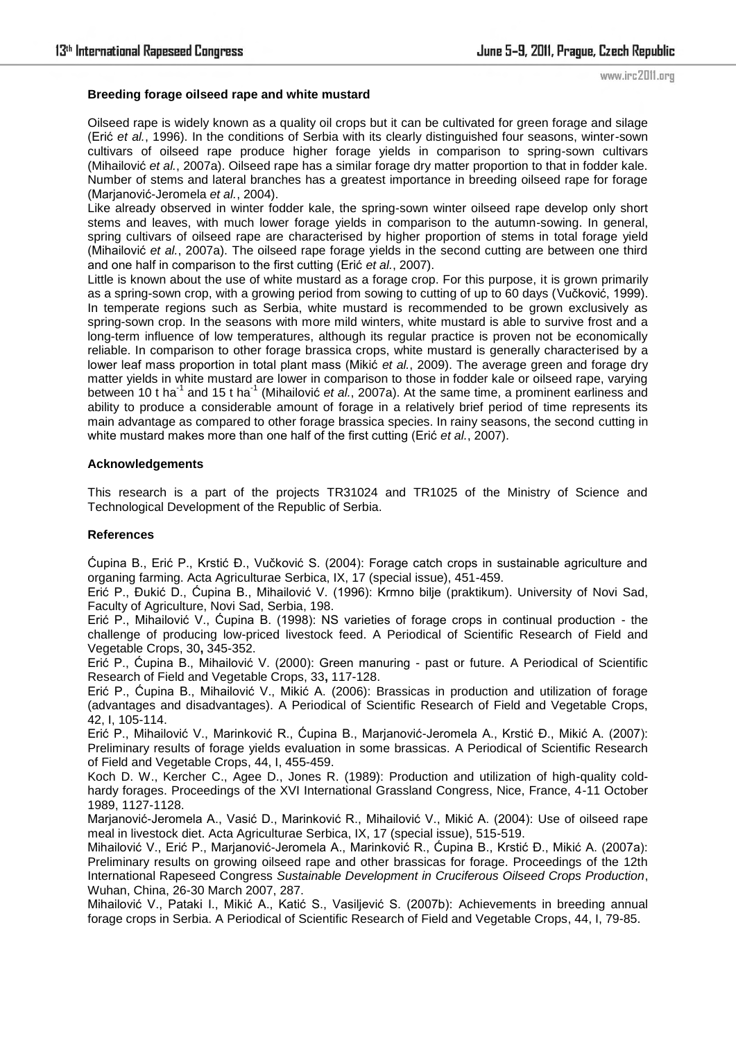**Breeding forage oilseed rape and white mustard**

Oilseed rape is widely known as a quality oil crops but it can be cultivated for green forage and silage (Erić *et al.*, 1996). In the conditions of Serbia with its clearly distinguished four seasons, winter-sown cultivars of oilseed rape produce higher forage yields in comparison to spring-sown cultivars (Mihailović *et al.*, 2007a). Oilseed rape has a similar forage dry matter proportion to that in fodder kale. Number of stems and lateral branches has a greatest importance in breeding oilseed rape for forage (Marjanović-Jeromela *et al.*, 2004).

Like already observed in winter fodder kale, the spring-sown winter oilseed rape develop only short stems and leaves, with much lower forage yields in comparison to the autumn-sowing. In general, spring cultivars of oilseed rape are characterised by higher proportion of stems in total forage yield (Mihailović *et al.*, 2007a). The oilseed rape forage yields in the second cutting are between one third and one half in comparison to the first cutting (Erić *et al.*, 2007).

Little is known about the use of white mustard as a forage crop. For this purpose, it is grown primarily as a spring-sown crop, with a growing period from sowing to cutting of up to 60 days (Vučković, 1999). In temperate regions such as Serbia, white mustard is recommended to be grown exclusively as spring-sown crop. In the seasons with more mild winters, white mustard is able to survive frost and a long-term influence of low temperatures, although its regular practice is proven not be economically reliable. In comparison to other forage brassica crops, white mustard is generally characterised by a lower leaf mass proportion in total plant mass (Mikić *et al.*, 2009). The average green and forage dry matter yields in white mustard are lower in comparison to those in fodder kale or oilseed rape, varying between 10 t $ha^{-1}$ and 15 t $ha^{-1}$ (Mihailović *et al.*, 2007a). At the same time, a prominent earliness and ability to produce a considerable amount of forage in a relatively brief period of time represents its main advantage as compared to other forage brassica species. In rainy seasons, the second cutting in white mustard makes more than one half of the first cutting (Erić *et al.*, 2007).

**Acknowledgements**

This research is a part of the projects TR31024 and TR1025 of the Ministry of Science and Technological Development of the Republic of Serbia.

**References**

Ćupina B., Erić P., Krstić Đ., Vučković S. (2004): Forage catch crops in sustainable agriculture and organing farming. Acta Agriculturae Serbica, IX, 17 (special issue), 451-459.

Erić P., Đukić D., Ćupina B., Mihailović V. (1996): Krmno bilje (praktikum). University of Novi Sad, Faculty of Agriculture, Novi Sad, Serbia, 198.

Erić P., Mihailović V., Ćupina B. (1998): NS varieties of forage crops in continual production - the challenge of producing low-priced livestock feed. A Periodical of Scientific Research of Field and Vegetable Crops, 30**,** 345-352.

Erić P., Ćupina B., Mihailović V. (2000): Green manuring - past or future. A Periodical of Scientific Research of Field and Vegetable Crops, 33**,** 117-128.

Erić P., Ćupina B., Mihailović V., Mikić A. (2006): Brassicas in production and utilization of forage (advantages and disadvantages). A Periodical of Scientific Research of Field and Vegetable Crops, 42, I, 105-114.

Erić P., Mihailović V., Marinković R., Ćupina B., Marjanović-Jeromela A., Krstić Đ., Mikić A. (2007): Preliminary results of forage yields evaluation in some brassicas. A Periodical of Scientific Research of Field and Vegetable Crops, 44, I, 455-459.

Koch D. W., Kercher C., Agee D., Jones R. (1989): Production and utilization of high-quality cold-hardy forages. Proceedings of the XVI International Grassland Congress, Nice, France, 4-11 October 1989, 1127-1128.

Marjanović-Jeromela A., Vasić D., Marinković R., Mihailović V., Mikić A. (2004): Use of oilseed rape meal in livestock diet. Acta Agriculturae Serbica, IX, 17 (special issue), 515-519.

Mihailović V., Erić P., Marjanović-Jeromela A., Marinković R., Ćupina B., Krstić Đ., Mikić A. (2007a): Preliminary results on growing oilseed rape and other brassicas for forage. Proceedings of the 12th International Rapeseed Congress *Sustainable Development in Cruciferous Oilseed Crops Production*, Wuhan, China, 26-30 March 2007, 287.

Mihailović V., Pataki I., Mikić A., Katić S., Vasiljević S. (2007b): Achievements in breeding annual forage crops in Serbia. A Periodical of Scientific Research of Field and Vegetable Crops, 44, I, 79-85.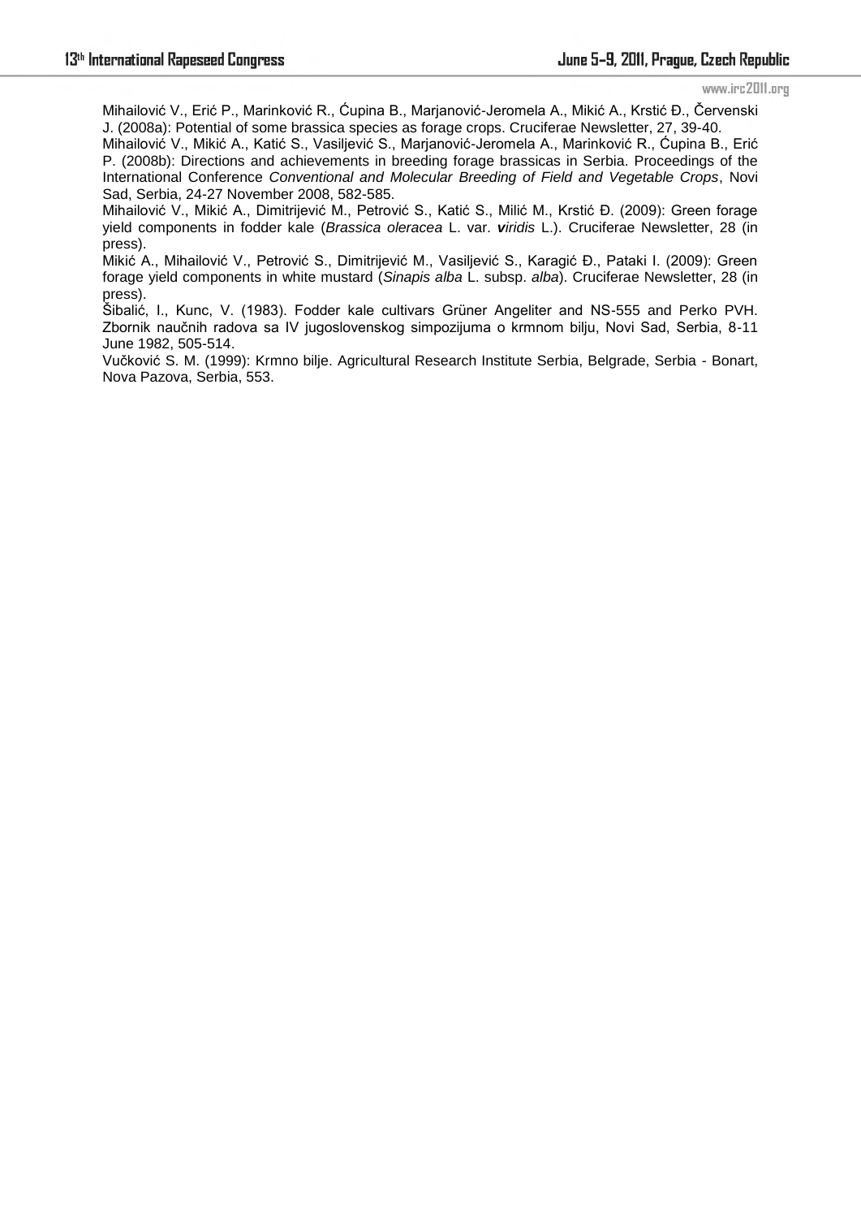Mihailović V., Erić P., Marinković R., Ćupina B., Marjanović-Jeromela A., Mikić A., Krstić Đ., Červenski J. (2008a): Potential of some brassica species as forage crops. Cruciferae Newsletter, 27, 39-40.

Mihailović V., Mikić A., Katić S., Vasiljević S., Marjanović-Jeromela A., Marinković R., Ćupina B., Erić P. (2008b): Directions and achievements in breeding forage brassicas in Serbia. Proceedings of the International Conference *Conventional and Molecular Breeding of Field and Vegetable Crops*, Novi Sad, Serbia, 24-27 November 2008, 582-585.

Mihailović V., Mikić A., Dimitrijević M., Petrović S., Katić S., Milić M., Krstić Đ. (2009): Green forage yield components in fodder kale (*Brassica oleracea* L. var. ***v****iridis* L.). Cruciferae Newsletter, 28 (in press).

Mikić A., Mihailović V., Petrović S., Dimitrijević M., Vasiljević S., Karagić Đ., Pataki I. (2009): Green forage yield components in white mustard (*Sinapis alba* L. subsp. *alba*). Cruciferae Newsletter, 28 (in press).

Šibalić, I., Kunc, V. (1983). Fodder kale cultivars Grüner Angeliter and NS-555 and Perko PVH. Zbornik naučnih radova sa IV jugoslovenskog simpozijuma o krmnom bilju, Novi Sad, Serbia, 8-11 June 1982, 505-514.

Vučković S. M. (1999): Krmno bilje. Agricultural Research Institute Serbia, Belgrade, Serbia - Bonart, Nova Pazova, Serbia, 553.